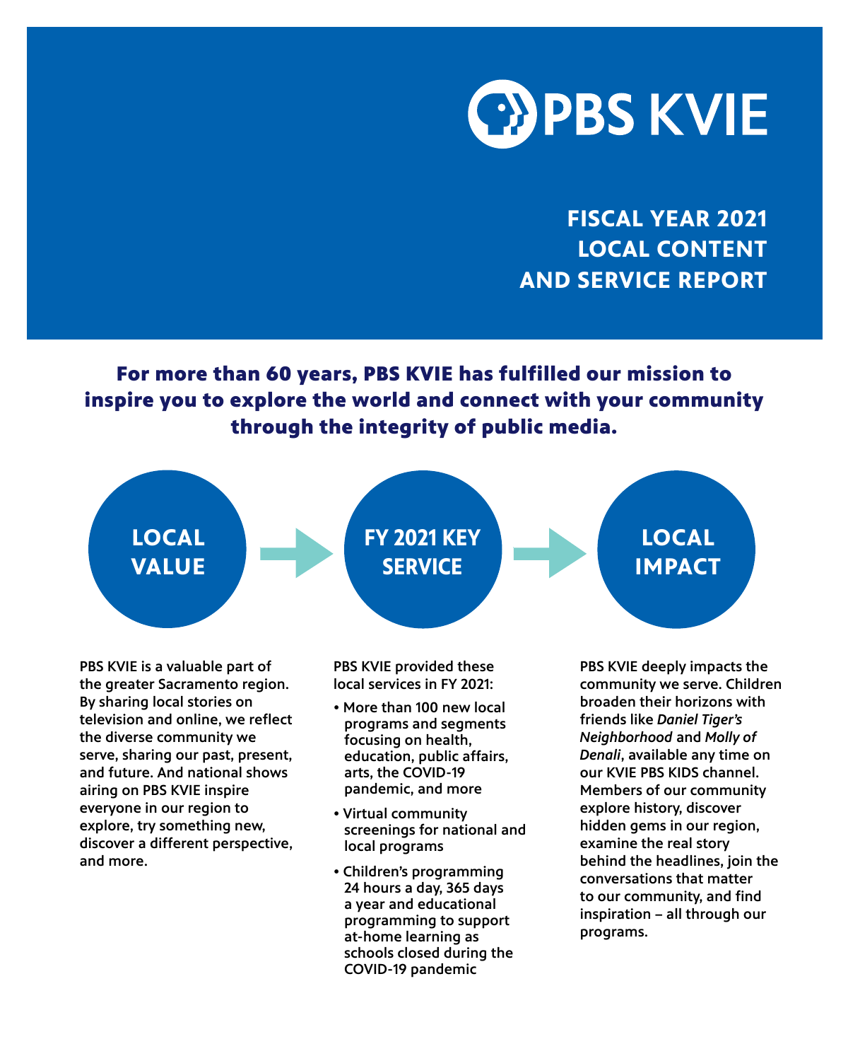# PBS KVIE

## FISCAL YEAR 2021 LOCAL CONTENT AND SERVICE REPORT

**For more than 60 years, PBS KVIE has fulfilled our mission to inspire you to explore the world and connect with your community through the integrity of public media.**

### LOCAL VALUE

PBS KVIE is a valuable part of the greater Sacramento region. By sharing local stories on television and online, we reflect the diverse community we serve, sharing our past, present, and future. And national shows airing on PBS KVIE inspire everyone in our region to explore, try something new, discover a different perspective, and more.

### FY 2021 KEY SERVICE

PBS KVIE provided these local services in FY 2021:

- More than 100 new local programs and segments focusing on health, education, public affairs, arts, the COVID-19 pandemic, and more
- Virtual community screenings for national and local programs
- Children's programming 24 hours a day, 365 days a year and educational programming to support at-home learning as schools closed during the COVID-19 pandemic

### LOCAL IMPACT

PBS KVIE deeply impacts the community we serve. Children broaden their horizons with friends like *Daniel Tiger's Neighborhood* and *Molly of Denali*, available any time on our KVIE PBS KIDS channel. Members of our community explore history, discover hidden gems in our region, examine the real story behind the headlines, join the conversations that matter to our community, and find inspiration – all through our programs.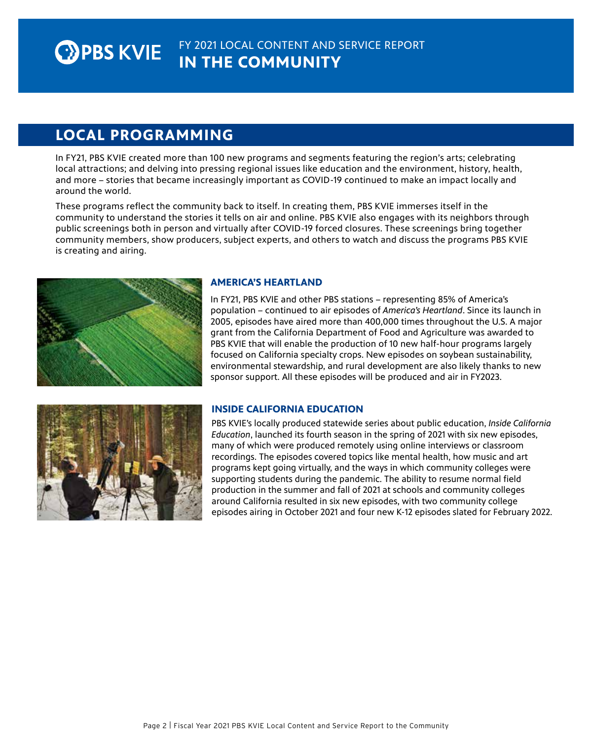# FY 2021 LOCAL CONTENT AND SERVICE REPORT
# IN THE COMMUNITY

## LOCAL PROGRAMMING

In FY21, PBS KVIE created more than 100 new programs and segments featuring the region's arts; celebrating local attractions; and delving into pressing regional issues like education and the environment, history, health, and more – stories that became increasingly important as COVID-19 continued to make an impact locally and around the world.

These programs reflect the community back to itself. In creating them, PBS KVIE immerses itself in the community to understand the stories it tells on air and online. PBS KVIE also engages with its neighbors through public screenings both in person and virtually after COVID-19 forced closures. These screenings bring together community members, show producers, subject experts, and others to watch and discuss the programs PBS KVIE is creating and airing.

### AMERICA'S HEARTLAND

In FY21, PBS KVIE and other PBS stations – representing 85% of America's population – continued to air episodes of *America's Heartland*. Since its launch in 2005, episodes have aired more than 400,000 times throughout the U.S. A major grant from the California Department of Food and Agriculture was awarded to PBS KVIE that will enable the production of 10 new half-hour programs largely focused on California specialty crops. New episodes on soybean sustainability, environmental stewardship, and rural development are also likely thanks to new sponsor support. All these episodes will be produced and air in FY2023.

### INSIDE CALIFORNIA EDUCATION

PBS KVIE's locally produced statewide series about public education, *Inside California Education*, launched its fourth season in the spring of 2021 with six new episodes, many of which were produced remotely using online interviews or classroom recordings. The episodes covered topics like mental health, how music and art programs kept going virtually, and the ways in which community colleges were supporting students during the pandemic. The ability to resume normal field production in the summer and fall of 2021 at schools and community colleges around California resulted in six new episodes, with two community college episodes airing in October 2021 and four new K-12 episodes slated for February 2022.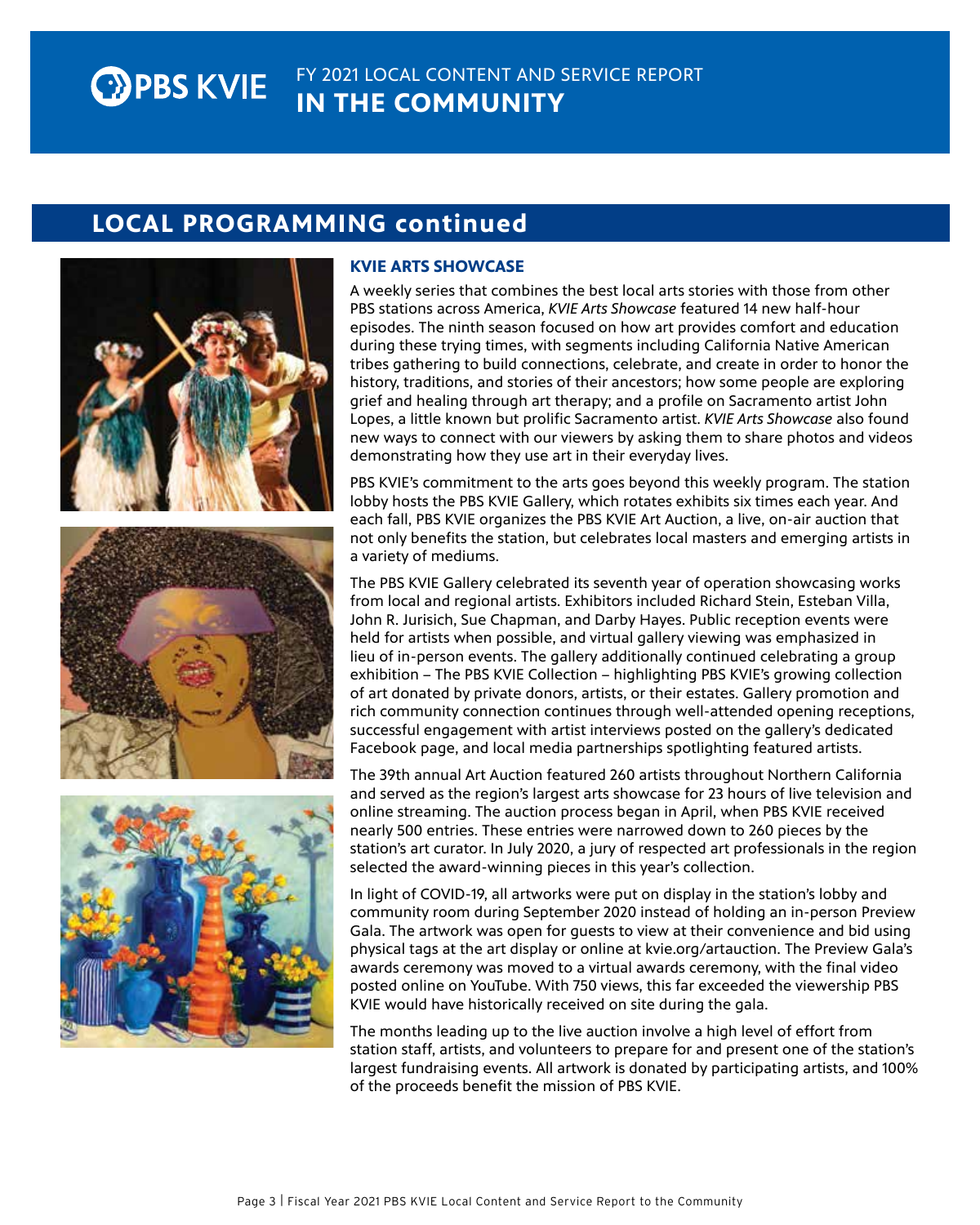## LOCAL PROGRAMMING continued

### KVIE ARTS SHOWCASE

A weekly series that combines the best local arts stories with those from other PBS stations across America, *KVIE Arts Showcase* featured 14 new half-hour episodes. The ninth season focused on how art provides comfort and education during these trying times, with segments including California Native American tribes gathering to build connections, celebrate, and create in order to honor the history, traditions, and stories of their ancestors; how some people are exploring grief and healing through art therapy; and a profile on Sacramento artist John Lopes, a little known but prolific Sacramento artist. *KVIE Arts Showcase* also found new ways to connect with our viewers by asking them to share photos and videos demonstrating how they use art in their everyday lives.

PBS KVIE's commitment to the arts goes beyond this weekly program. The station lobby hosts the PBS KVIE Gallery, which rotates exhibits six times each year. And each fall, PBS KVIE organizes the PBS KVIE Art Auction, a live, on-air auction that not only benefits the station, but celebrates local masters and emerging artists in a variety of mediums.

The PBS KVIE Gallery celebrated its seventh year of operation showcasing works from local and regional artists. Exhibitors included Richard Stein, Esteban Villa, John R. Jurisich, Sue Chapman, and Darby Hayes. Public reception events were held for artists when possible, and virtual gallery viewing was emphasized in lieu of in-person events. The gallery additionally continued celebrating a group exhibition – The PBS KVIE Collection – highlighting PBS KVIE's growing collection of art donated by private donors, artists, or their estates. Gallery promotion and rich community connection continues through well-attended opening receptions, successful engagement with artist interviews posted on the gallery's dedicated Facebook page, and local media partnerships spotlighting featured artists.

The 39th annual Art Auction featured 260 artists throughout Northern California and served as the region's largest arts showcase for 23 hours of live television and online streaming. The auction process began in April, when PBS KVIE received nearly 500 entries. These entries were narrowed down to 260 pieces by the station's art curator. In July 2020, a jury of respected art professionals in the region selected the award-winning pieces in this year's collection.

In light of COVID-19, all artworks were put on display in the station's lobby and community room during September 2020 instead of holding an in-person Preview Gala. The artwork was open for guests to view at their convenience and bid using physical tags at the art display or online at kvie.org/artauction. The Preview Gala's awards ceremony was moved to a virtual awards ceremony, with the final video posted online on YouTube. With 750 views, this far exceeded the viewership PBS KVIE would have historically received on site during the gala.

The months leading up to the live auction involve a high level of effort from station staff, artists, and volunteers to prepare for and present one of the station's largest fundraising events. All artwork is donated by participating artists, and 100% of the proceeds benefit the mission of PBS KVIE.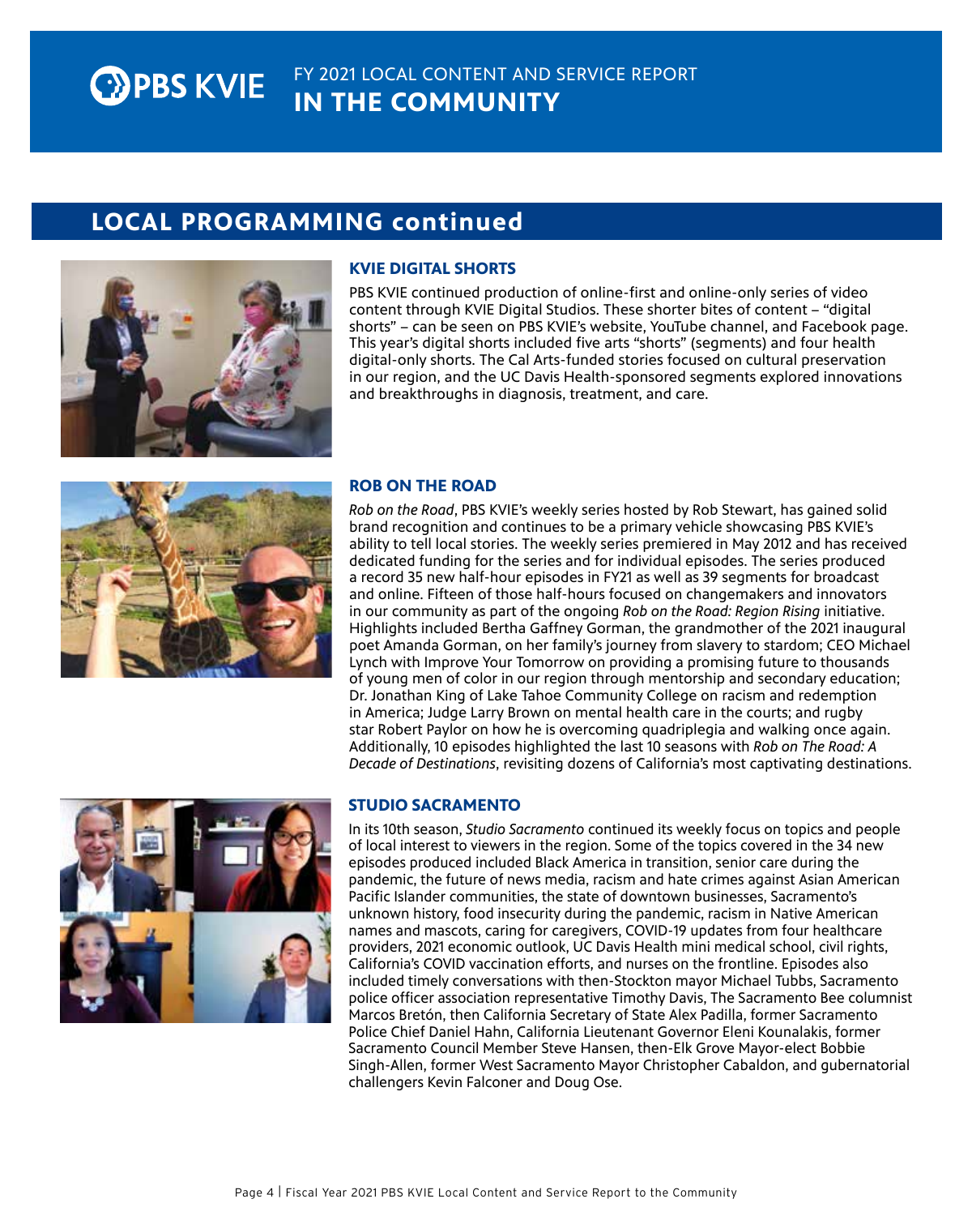## LOCAL PROGRAMMING continued

### KVIE DIGITAL SHORTS

PBS KVIE continued production of online-first and online-only series of video content through KVIE Digital Studios. These shorter bites of content – "digital shorts" – can be seen on PBS KVIE's website, YouTube channel, and Facebook page. This year's digital shorts included five arts "shorts" (segments) and four health digital-only shorts. The Cal Arts-funded stories focused on cultural preservation in our region, and the UC Davis Health-sponsored segments explored innovations and breakthroughs in diagnosis, treatment, and care.

### ROB ON THE ROAD

*Rob on the Road*, PBS KVIE's weekly series hosted by Rob Stewart, has gained solid brand recognition and continues to be a primary vehicle showcasing PBS KVIE's ability to tell local stories. The weekly series premiered in May 2012 and has received dedicated funding for the series and for individual episodes. The series produced a record 35 new half-hour episodes in FY21 as well as 39 segments for broadcast and online. Fifteen of those half-hours focused on changemakers and innovators in our community as part of the ongoing *Rob on the Road: Region Rising* initiative. Highlights included Bertha Gaffney Gorman, the grandmother of the 2021 inaugural poet Amanda Gorman, on her family's journey from slavery to stardom; CEO Michael Lynch with Improve Your Tomorrow on providing a promising future to thousands of young men of color in our region through mentorship and secondary education; Dr. Jonathan King of Lake Tahoe Community College on racism and redemption in America; Judge Larry Brown on mental health care in the courts; and rugby star Robert Paylor on how he is overcoming quadriplegia and walking once again. Additionally, 10 episodes highlighted the last 10 seasons with *Rob on The Road: A Decade of Destinations*, revisiting dozens of California's most captivating destinations.

### STUDIO SACRAMENTO

In its 10th season, *Studio Sacramento* continued its weekly focus on topics and people of local interest to viewers in the region. Some of the topics covered in the 34 new episodes produced included Black America in transition, senior care during the pandemic, the future of news media, racism and hate crimes against Asian American Pacific Islander communities, the state of downtown businesses, Sacramento's unknown history, food insecurity during the pandemic, racism in Native American names and mascots, caring for caregivers, COVID-19 updates from four healthcare providers, 2021 economic outlook, UC Davis Health mini medical school, civil rights, California's COVID vaccination efforts, and nurses on the frontline. Episodes also included timely conversations with then-Stockton mayor Michael Tubbs, Sacramento police officer association representative Timothy Davis, The Sacramento Bee columnist Marcos Bretón, then California Secretary of State Alex Padilla, former Sacramento Police Chief Daniel Hahn, California Lieutenant Governor Eleni Kounalakis, former Sacramento Council Member Steve Hansen, then-Elk Grove Mayor-elect Bobbie Singh-Allen, former West Sacramento Mayor Christopher Cabaldon, and gubernatorial challengers Kevin Falconer and Doug Ose.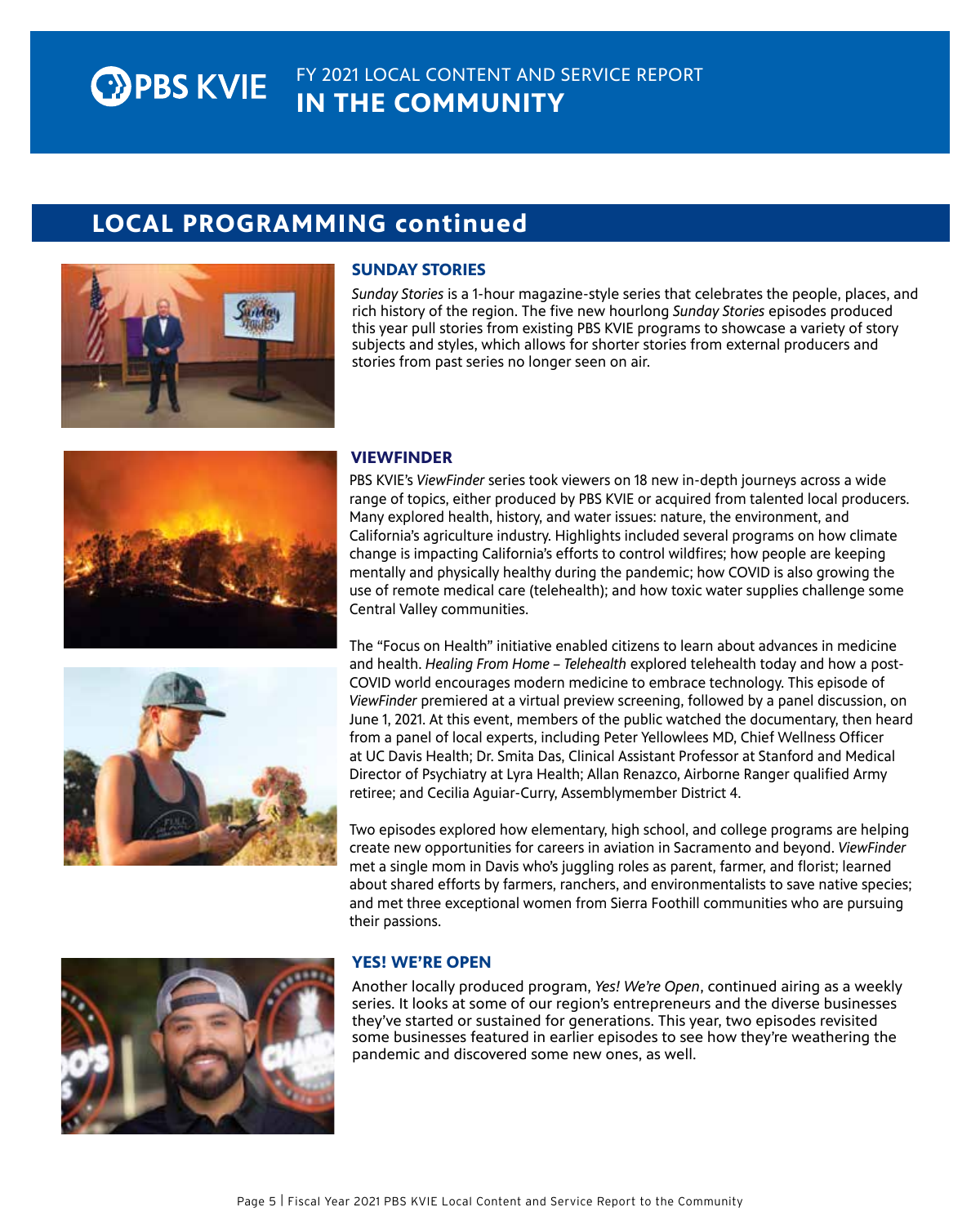# LOCAL PROGRAMMING continued

## SUNDAY STORIES

*Sunday Stories* is a 1-hour magazine-style series that celebrates the people, places, and rich history of the region. The five new hourlong *Sunday Stories* episodes produced this year pull stories from existing PBS KVIE programs to showcase a variety of story subjects and styles, which allows for shorter stories from external producers and stories from past series no longer seen on air.

## VIEWFINDER

PBS KVIE's *ViewFinder* series took viewers on 18 new in-depth journeys across a wide range of topics, either produced by PBS KVIE or acquired from talented local producers. Many explored health, history, and water issues: nature, the environment, and California's agriculture industry. Highlights included several programs on how climate change is impacting California's efforts to control wildfires; how people are keeping mentally and physically healthy during the pandemic; how COVID is also growing the use of remote medical care (telehealth); and how toxic water supplies challenge some Central Valley communities.

The "Focus on Health" initiative enabled citizens to learn about advances in medicine and health. *Healing From Home – Telehealth* explored telehealth today and how a post-COVID world encourages modern medicine to embrace technology. This episode of *ViewFinder* premiered at a virtual preview screening, followed by a panel discussion, on June 1, 2021. At this event, members of the public watched the documentary, then heard from a panel of local experts, including Peter Yellowlees MD, Chief Wellness Officer at UC Davis Health; Dr. Smita Das, Clinical Assistant Professor at Stanford and Medical Director of Psychiatry at Lyra Health; Allan Renazco, Airborne Ranger qualified Army retiree; and Cecilia Aguiar-Curry, Assemblymember District 4.

Two episodes explored how elementary, high school, and college programs are helping create new opportunities for careers in aviation in Sacramento and beyond. *ViewFinder* met a single mom in Davis who's juggling roles as parent, farmer, and florist; learned about shared efforts by farmers, ranchers, and environmentalists to save native species; and met three exceptional women from Sierra Foothill communities who are pursuing their passions.

## YES! WE'RE OPEN

Another locally produced program, *Yes! We're Open*, continued airing as a weekly series. It looks at some of our region's entrepreneurs and the diverse businesses they've started or sustained for generations. This year, two episodes revisited some businesses featured in earlier episodes to see how they're weathering the pandemic and discovered some new ones, as well.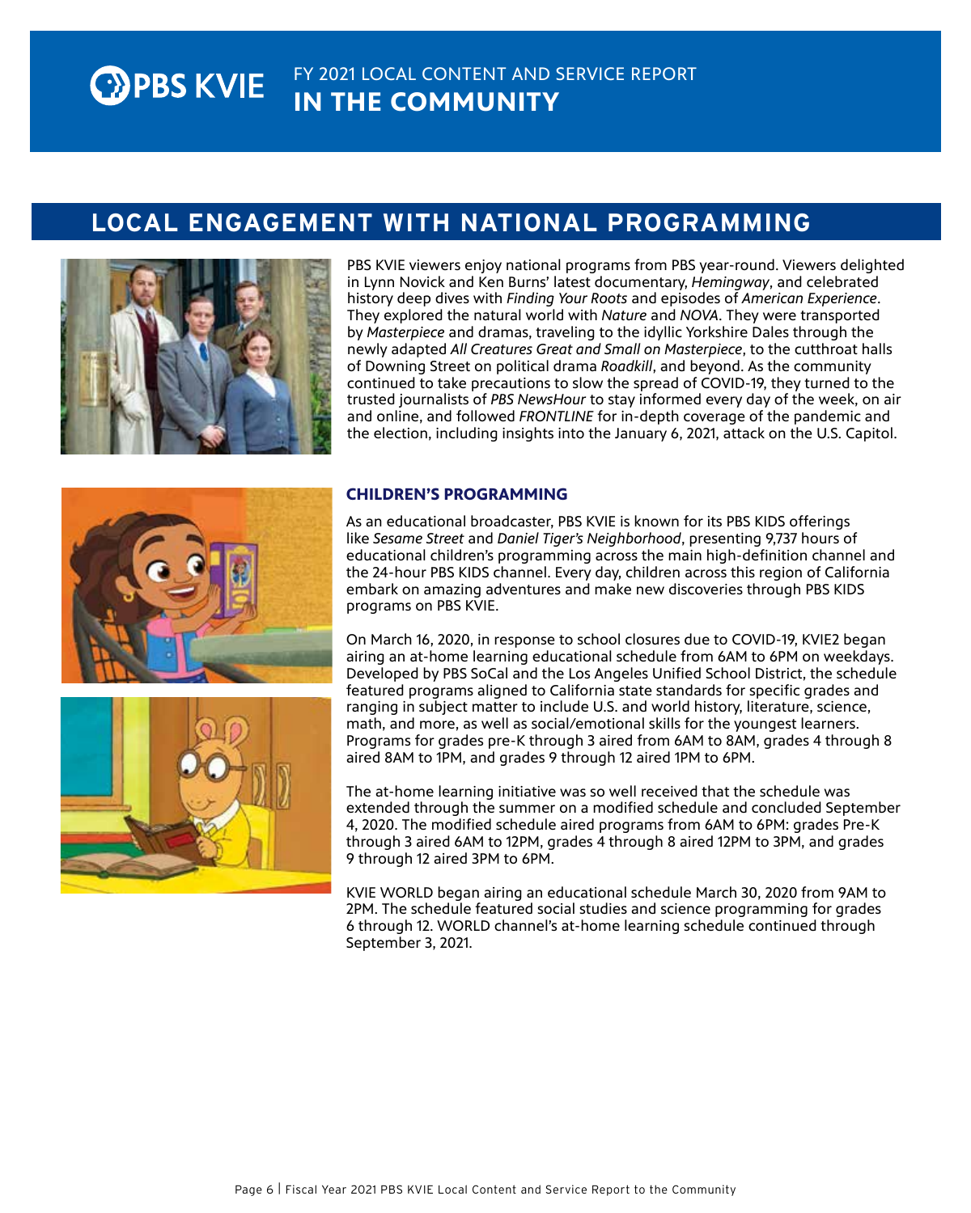# PBS KVIE

FY 2021 LOCAL CONTENT AND SERVICE REPORT
**IN THE COMMUNITY**

## LOCAL ENGAGEMENT WITH NATIONAL PROGRAMMING

PBS KVIE viewers enjoy national programs from PBS year-round. Viewers delighted in Lynn Novick and Ken Burns' latest documentary, *Hemingway*, and celebrated history deep dives with *Finding Your Roots* and episodes of *American Experience*. They explored the natural world with *Nature* and *NOVA*. They were transported by *Masterpiece* and dramas, traveling to the idyllic Yorkshire Dales through the newly adapted *All Creatures Great and Small on Masterpiece*, to the cutthroat halls of Downing Street on political drama *Roadkill*, and beyond. As the community continued to take precautions to slow the spread of COVID-19, they turned to the trusted journalists of *PBS NewsHour* to stay informed every day of the week, on air and online, and followed *FRONTLINE* for in-depth coverage of the pandemic and the election, including insights into the January 6, 2021, attack on the U.S. Capitol.

### CHILDREN'S PROGRAMMING

As an educational broadcaster, PBS KVIE is known for its PBS KIDS offerings like *Sesame Street* and *Daniel Tiger's Neighborhood*, presenting 9,737 hours of educational children's programming across the main high-definition channel and the 24-hour PBS KIDS channel. Every day, children across this region of California embark on amazing adventures and make new discoveries through PBS KIDS programs on PBS KVIE.

On March 16, 2020, in response to school closures due to COVID-19, KVIE2 began airing an at-home learning educational schedule from 6AM to 6PM on weekdays. Developed by PBS SoCal and the Los Angeles Unified School District, the schedule featured programs aligned to California state standards for specific grades and ranging in subject matter to include U.S. and world history, literature, science, math, and more, as well as social/emotional skills for the youngest learners. Programs for grades pre-K through 3 aired from 6AM to 8AM, grades 4 through 8 aired 8AM to 1PM, and grades 9 through 12 aired 1PM to 6PM.

The at-home learning initiative was so well received that the schedule was extended through the summer on a modified schedule and concluded September 4, 2020. The modified schedule aired programs from 6AM to 6PM: grades Pre-K through 3 aired 6AM to 12PM, grades 4 through 8 aired 12PM to 3PM, and grades 9 through 12 aired 3PM to 6PM.

KVIE WORLD began airing an educational schedule March 30, 2020 from 9AM to 2PM. The schedule featured social studies and science programming for grades 6 through 12. WORLD channel's at-home learning schedule continued through September 3, 2021.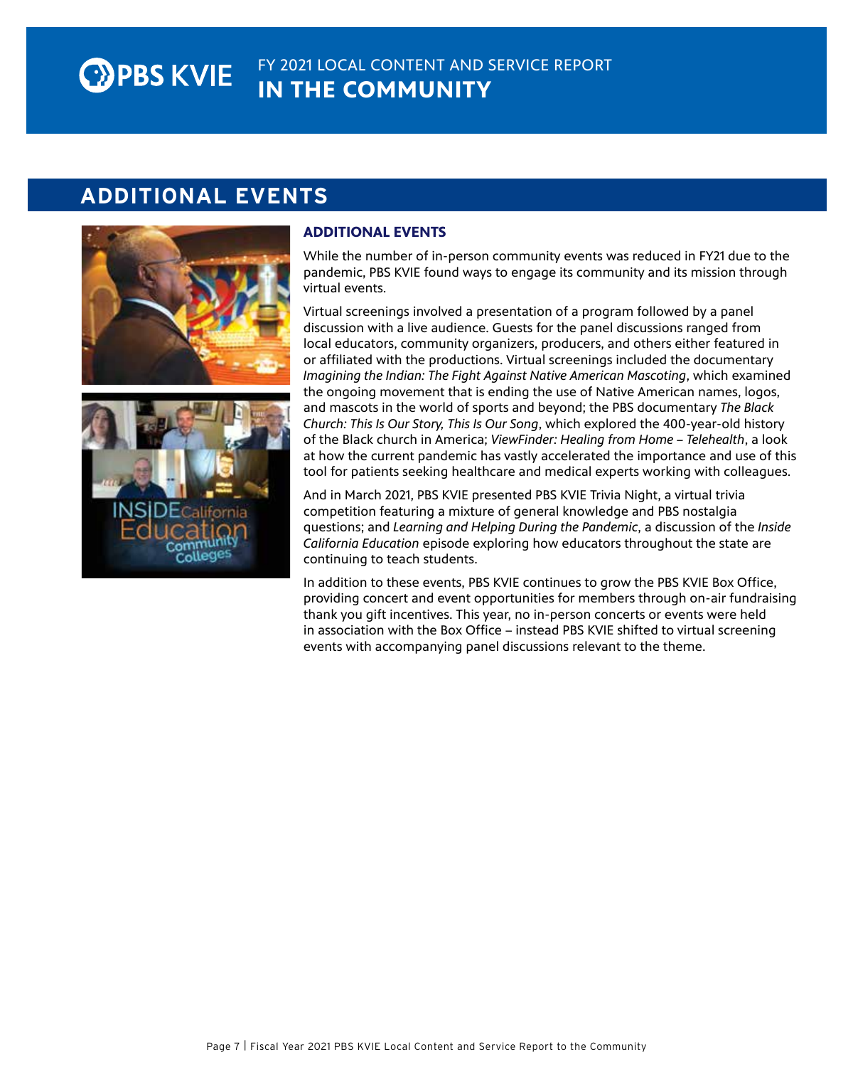# ADDITIONAL EVENTS

## ADDITIONAL EVENTS

While the number of in-person community events was reduced in FY21 due to the pandemic, PBS KVIE found ways to engage its community and its mission through virtual events.

Virtual screenings involved a presentation of a program followed by a panel discussion with a live audience. Guests for the panel discussions ranged from local educators, community organizers, producers, and others either featured in or affiliated with the productions. Virtual screenings included the documentary *Imagining the Indian: The Fight Against Native American Mascoting*, which examined the ongoing movement that is ending the use of Native American names, logos, and mascots in the world of sports and beyond; the PBS documentary *The Black Church: This Is Our Story, This Is Our Song*, which explored the 400-year-old history of the Black church in America; *ViewFinder: Healing from Home – Telehealth*, a look at how the current pandemic has vastly accelerated the importance and use of this tool for patients seeking healthcare and medical experts working with colleagues.

And in March 2021, PBS KVIE presented PBS KVIE Trivia Night, a virtual trivia competition featuring a mixture of general knowledge and PBS nostalgia questions; and *Learning and Helping During the Pandemic*, a discussion of the *Inside California Education* episode exploring how educators throughout the state are continuing to teach students.

In addition to these events, PBS KVIE continues to grow the PBS KVIE Box Office, providing concert and event opportunities for members through on-air fundraising thank you gift incentives. This year, no in-person concerts or events were held in association with the Box Office – instead PBS KVIE shifted to virtual screening events with accompanying panel discussions relevant to the theme.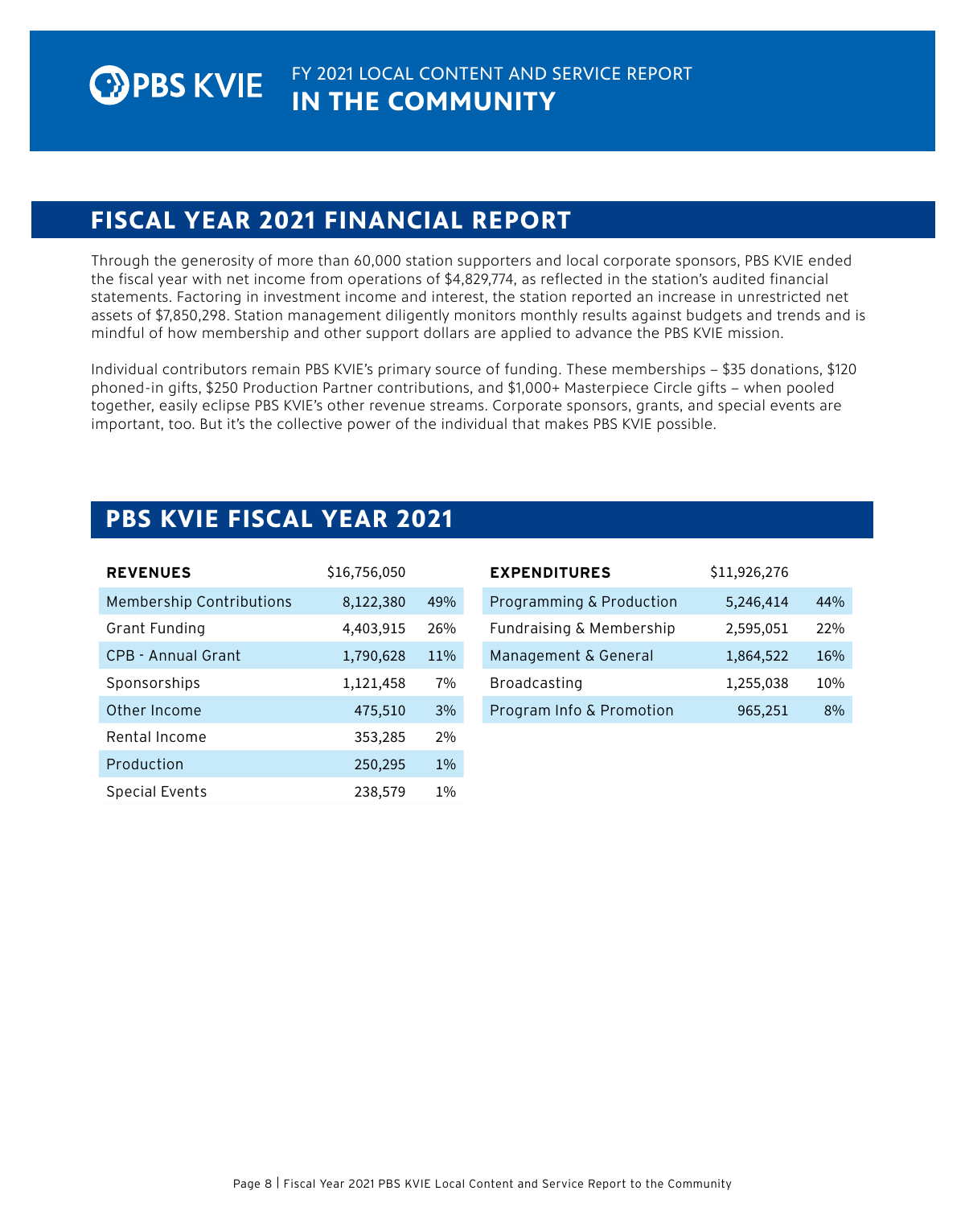PBS KVIE

FY 2021 LOCAL CONTENT AND SERVICE REPORT
**IN THE COMMUNITY**

## FISCAL YEAR 2021 FINANCIAL REPORT

Through the generosity of more than 60,000 station supporters and local corporate sponsors, PBS KVIE ended the fiscal year with net income from operations of $4,829,774, as reflected in the station's audited financial statements. Factoring in investment income and interest, the station reported an increase in unrestricted net assets of $7,850,298. Station management diligently monitors monthly results against budgets and trends and is mindful of how membership and other support dollars are applied to advance the PBS KVIE mission.

Individual contributors remain PBS KVIE's primary source of funding. These memberships – $35 donations, $120 phoned-in gifts, $250 Production Partner contributions, and $1,000+ Masterpiece Circle gifts – when pooled together, easily eclipse PBS KVIE's other revenue streams. Corporate sponsors, grants, and special events are important, too. But it's the collective power of the individual that makes PBS KVIE possible.

## PBS KVIE FISCAL YEAR 2021

| **REVENUES** | $16,756,050 | |
|---|---|---|
| Membership Contributions | 8,122,380 | 49% |
| Grant Funding | 4,403,915 | 26% |
| CPB - Annual Grant | 1,790,628 | 11% |
| Sponsorships | 1,121,458 | 7% |
| Other Income | 475,510 | 3% |
| Rental Income | 353,285 | 2% |
| Production | 250,295 | 1% |
| Special Events | 238,579 | 1% |

| **EXPENDITURES** | $11,926,276 | |
|---|---|---|
| Programming & Production | 5,246,414 | 44% |
| Fundraising & Membership | 2,595,051 | 22% |
| Management & General | 1,864,522 | 16% |
| Broadcasting | 1,255,038 | 10% |
| Program Info & Promotion | 965,251 | 8% |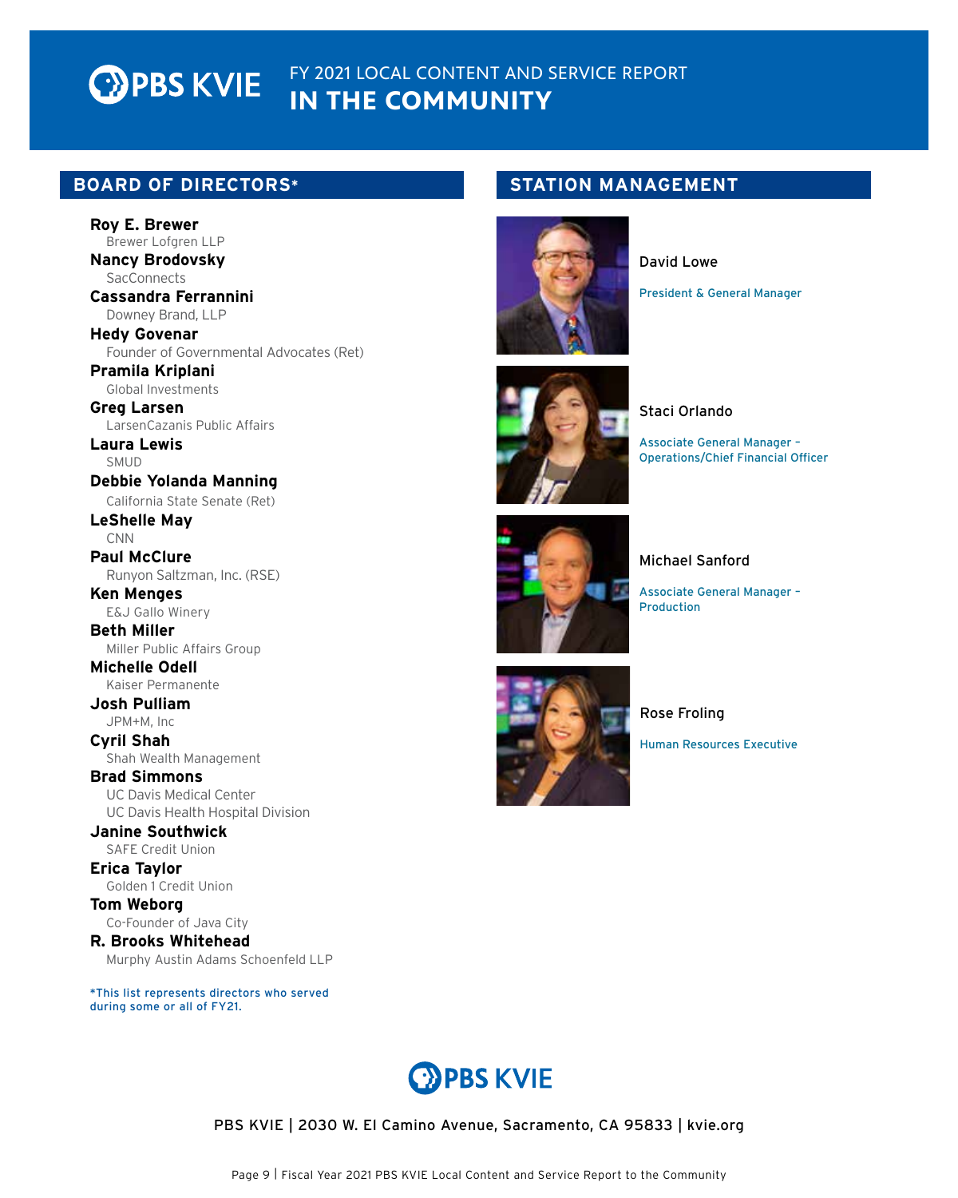# PBS KVIE

FY 2021 LOCAL CONTENT AND SERVICE REPORT
**IN THE COMMUNITY**

## BOARD OF DIRECTORS*

**Roy E. Brewer**
Brewer Lofgren LLP

**Nancy Brodovsky**
SacConnects

**Cassandra Ferrannini**
Downey Brand, LLP

**Hedy Govenar**
Founder of Governmental Advocates (Ret)

**Pramila Kriplani**
Global Investments

**Greg Larsen**
LarsenCazanis Public Affairs

**Laura Lewis**
SMUD

**Debbie Yolanda Manning**
California State Senate (Ret)

**LeShelle May**
CNN

**Paul McClure**
Runyon Saltzman, Inc. (RSE)

**Ken Menges**
E&J Gallo Winery

**Beth Miller**
Miller Public Affairs Group

**Michelle Odell**
Kaiser Permanente

**Josh Pulliam**
JPM+M, Inc

**Cyril Shah**
Shah Wealth Management

**Brad Simmons**
UC Davis Medical Center
UC Davis Health Hospital Division

**Janine Southwick**
SAFE Credit Union

**Erica Taylor**
Golden 1 Credit Union

**Tom Weborg**
Co-Founder of Java City

**R. Brooks Whitehead**
Murphy Austin Adams Schoenfeld LLP

*This list represents directors who served during some or all of FY21.

## STATION MANAGEMENT

David Lowe
President & General Manager

Staci Orlando
Associate General Manager – Operations/Chief Financial Officer

Michael Sanford
Associate General Manager – Production

Rose Froling
Human Resources Executive

PBS KVIE

PBS KVIE | 2030 W. El Camino Avenue, Sacramento, CA 95833 | kvie.org